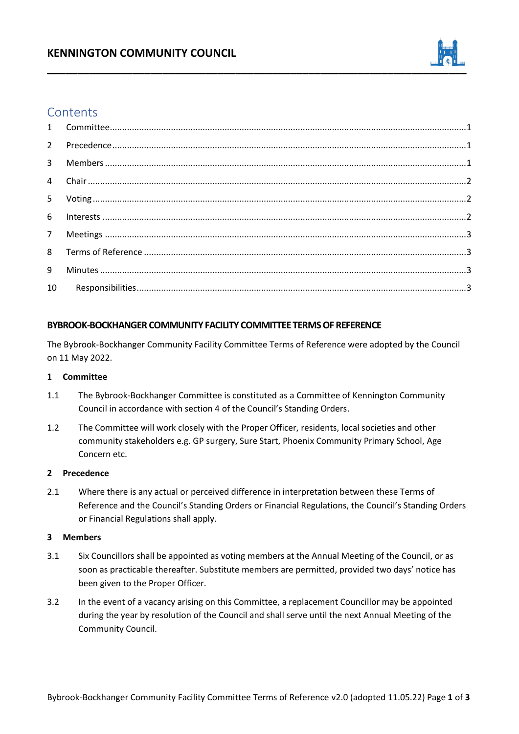# KENNINGTON COMMUNITY COUNCIL

## Contents

1 Committee.....1
2 Precedence.....1
3 Members.....1
4 Chair.....2
5 Voting.....2
6 Interests.....2
7 Meetings.....3
8 Terms of Reference.....3
9 Minutes.....3
10 Responsibilities.....3

## BYBROOK-BOCKHANGER COMMUNITY FACILITY COMMITTEE TERMS OF REFERENCE

The Bybrook-Bockhanger Community Facility Committee Terms of Reference were adopted by the Council on 11 May 2022.

### 1 Committee

1.1 The Bybrook-Bockhanger Committee is constituted as a Committee of Kennington Community Council in accordance with section 4 of the Council's Standing Orders.

1.2 The Committee will work closely with the Proper Officer, residents, local societies and other community stakeholders e.g. GP surgery, Sure Start, Phoenix Community Primary School, Age Concern etc.

### 2 Precedence

2.1 Where there is any actual or perceived difference in interpretation between these Terms of Reference and the Council's Standing Orders or Financial Regulations, the Council's Standing Orders or Financial Regulations shall apply.

### 3 Members

3.1 Six Councillors shall be appointed as voting members at the Annual Meeting of the Council, or as soon as practicable thereafter. Substitute members are permitted, provided two days' notice has been given to the Proper Officer.

3.2 In the event of a vacancy arising on this Committee, a replacement Councillor may be appointed during the year by resolution of the Council and shall serve until the next Annual Meeting of the Community Council.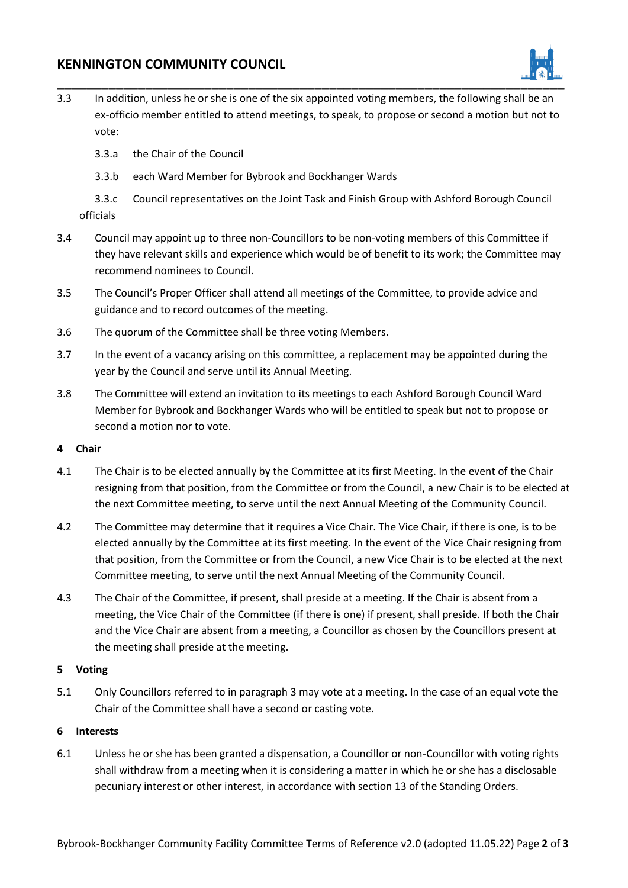3.3 In addition, unless he or she is one of the six appointed voting members, the following shall be an ex-officio member entitled to attend meetings, to speak, to propose or second a motion but not to vote:

3.3.a the Chair of the Council

3.3.b each Ward Member for Bybrook and Bockhanger Wards

3.3.c Council representatives on the Joint Task and Finish Group with Ashford Borough Council officials

3.4 Council may appoint up to three non-Councillors to be non-voting members of this Committee if they have relevant skills and experience which would be of benefit to its work; the Committee may recommend nominees to Council.

3.5 The Council's Proper Officer shall attend all meetings of the Committee, to provide advice and guidance and to record outcomes of the meeting.

3.6 The quorum of the Committee shall be three voting Members.

3.7 In the event of a vacancy arising on this committee, a replacement may be appointed during the year by the Council and serve until its Annual Meeting.

3.8 The Committee will extend an invitation to its meetings to each Ashford Borough Council Ward Member for Bybrook and Bockhanger Wards who will be entitled to speak but not to propose or second a motion nor to vote.

**4 Chair**

4.1 The Chair is to be elected annually by the Committee at its first Meeting. In the event of the Chair resigning from that position, from the Committee or from the Council, a new Chair is to be elected at the next Committee meeting, to serve until the next Annual Meeting of the Community Council.

4.2 The Committee may determine that it requires a Vice Chair. The Vice Chair, if there is one, is to be elected annually by the Committee at its first meeting. In the event of the Vice Chair resigning from that position, from the Committee or from the Council, a new Vice Chair is to be elected at the next Committee meeting, to serve until the next Annual Meeting of the Community Council.

4.3 The Chair of the Committee, if present, shall preside at a meeting. If the Chair is absent from a meeting, the Vice Chair of the Committee (if there is one) if present, shall preside. If both the Chair and the Vice Chair are absent from a meeting, a Councillor as chosen by the Councillors present at the meeting shall preside at the meeting.

**5 Voting**

5.1 Only Councillors referred to in paragraph 3 may vote at a meeting. In the case of an equal vote the Chair of the Committee shall have a second or casting vote.

**6 Interests**

6.1 Unless he or she has been granted a dispensation, a Councillor or non-Councillor with voting rights shall withdraw from a meeting when it is considering a matter in which he or she has a disclosable pecuniary interest or other interest, in accordance with section 13 of the Standing Orders.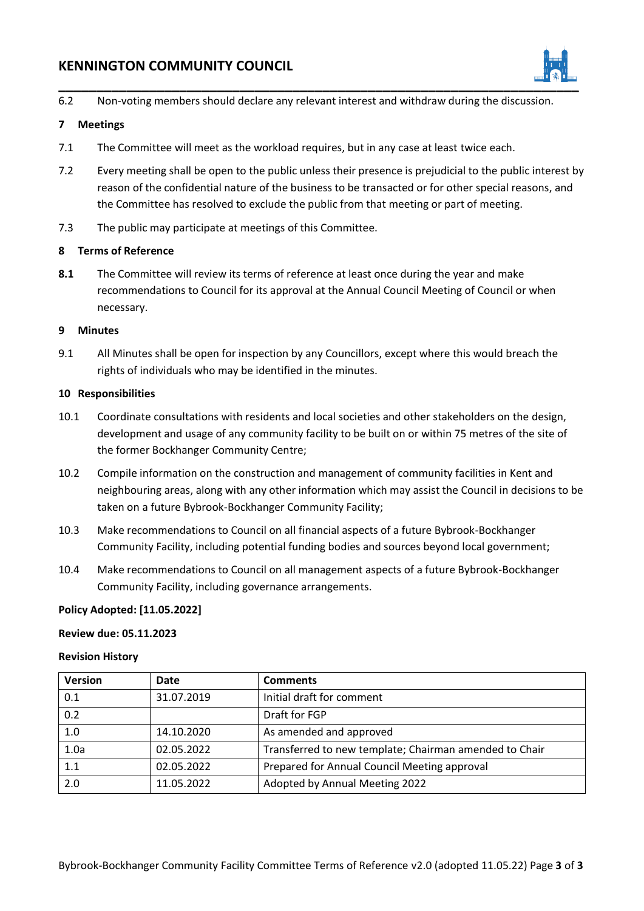6.2 Non-voting members should declare any relevant interest and withdraw during the discussion.

## 7 Meetings

7.1 The Committee will meet as the workload requires, but in any case at least twice each.

7.2 Every meeting shall be open to the public unless their presence is prejudicial to the public interest by reason of the confidential nature of the business to be transacted or for other special reasons, and the Committee has resolved to exclude the public from that meeting or part of meeting.

7.3 The public may participate at meetings of this Committee.

## 8 Terms of Reference

**8.1** The Committee will review its terms of reference at least once during the year and make recommendations to Council for its approval at the Annual Council Meeting of Council or when necessary.

## 9 Minutes

9.1 All Minutes shall be open for inspection by any Councillors, except where this would breach the rights of individuals who may be identified in the minutes.

## 10 Responsibilities

10.1 Coordinate consultations with residents and local societies and other stakeholders on the design, development and usage of any community facility to be built on or within 75 metres of the site of the former Bockhanger Community Centre;

10.2 Compile information on the construction and management of community facilities in Kent and neighbouring areas, along with any other information which may assist the Council in decisions to be taken on a future Bybrook-Bockhanger Community Facility;

10.3 Make recommendations to Council on all financial aspects of a future Bybrook-Bockhanger Community Facility, including potential funding bodies and sources beyond local government;

10.4 Make recommendations to Council on all management aspects of a future Bybrook-Bockhanger Community Facility, including governance arrangements.

**Policy Adopted: [11.05.2022]**

**Review due: 05.11.2023**

**Revision History**

| Version | Date | Comments |
|---|---|---|
| 0.1 | 31.07.2019 | Initial draft for comment |
| 0.2 | | Draft for FGP |
| 1.0 | 14.10.2020 | As amended and approved |
| 1.0a | 02.05.2022 | Transferred to new template; Chairman amended to Chair |
| 1.1 | 02.05.2022 | Prepared for Annual Council Meeting approval |
| 2.0 | 11.05.2022 | Adopted by Annual Meeting 2022 |